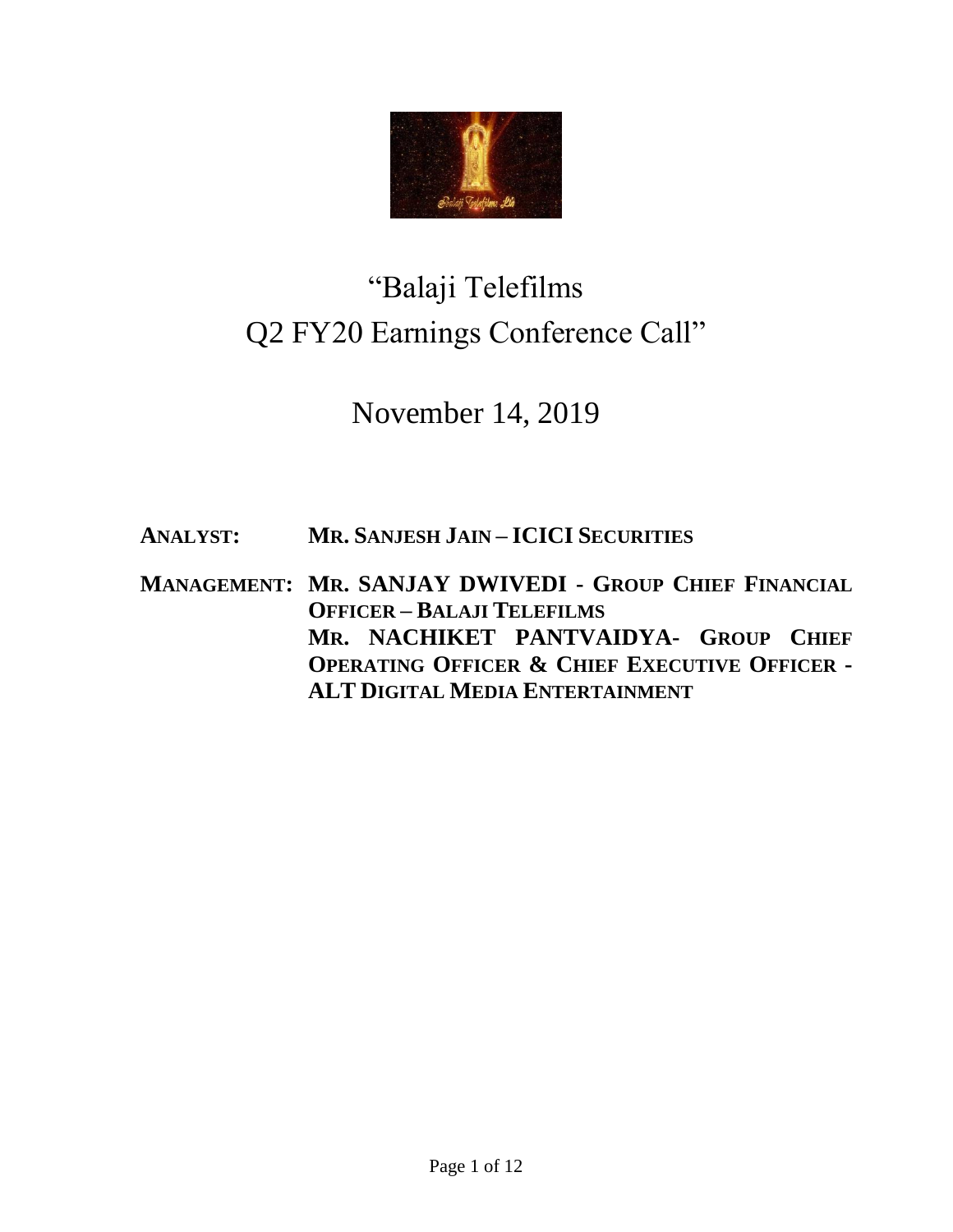# "Balaji Telefilms Q2 FY20 Earnings Conference Call"

## November 14, 2019

**ANALYST: MR. SANJESH JAIN – ICICI SECURITIES**

**MANAGEMENT: MR. SANJAY DWIVEDI - GROUP CHIEF FINANCIAL OFFICER – BALAJI TELEFILMS**

**MR. NACHIKET PANTVAIDYA- GROUP CHIEF OPERATING OFFICER & CHIEF EXECUTIVE OFFICER - ALT DIGITAL MEDIA ENTERTAINMENT**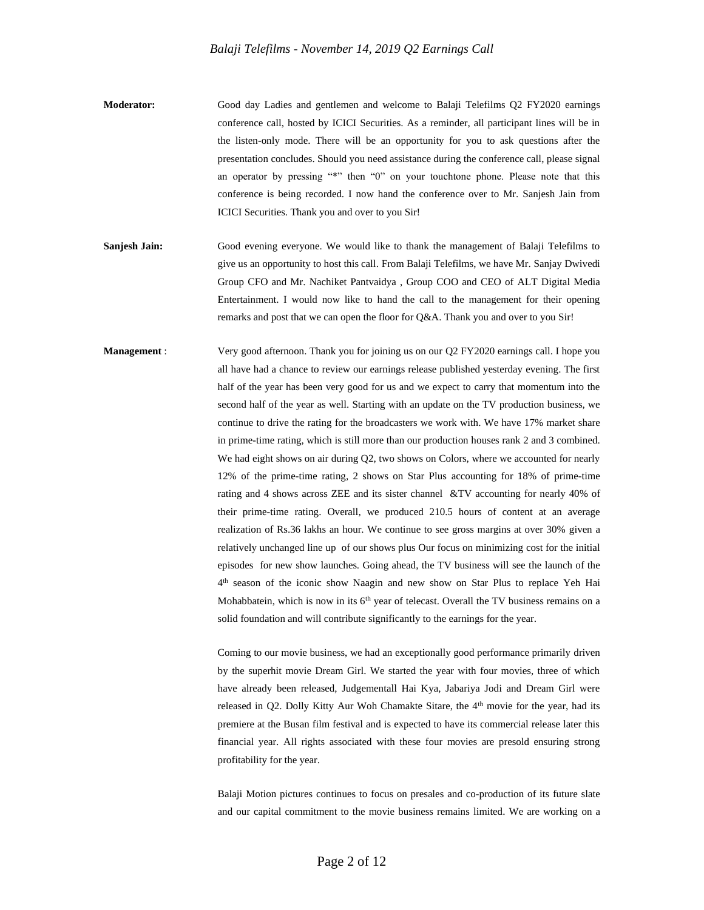**Moderator:** Good day Ladies and gentlemen and welcome to Balaji Telefilms Q2 FY2020 earnings conference call, hosted by ICICI Securities. As a reminder, all participant lines will be in the listen-only mode. There will be an opportunity for you to ask questions after the presentation concludes. Should you need assistance during the conference call, please signal an operator by pressing "*" then "0" on your touchtone phone. Please note that this conference is being recorded. I now hand the conference over to Mr. Sanjesh Jain from ICICI Securities. Thank you and over to you Sir!

**Sanjesh Jain:** Good evening everyone. We would like to thank the management of Balaji Telefilms to give us an opportunity to host this call. From Balaji Telefilms, we have Mr. Sanjay Dwivedi Group CFO and Mr. Nachiket Pantvaidya , Group COO and CEO of ALT Digital Media Entertainment. I would now like to hand the call to the management for their opening remarks and post that we can open the floor for Q&A. Thank you and over to you Sir!

**Management** : Very good afternoon. Thank you for joining us on our Q2 FY2020 earnings call. I hope you all have had a chance to review our earnings release published yesterday evening. The first half of the year has been very good for us and we expect to carry that momentum into the second half of the year as well. Starting with an update on the TV production business, we continue to drive the rating for the broadcasters we work with. We have 17% market share in prime-time rating, which is still more than our production houses rank 2 and 3 combined. We had eight shows on air during Q2, two shows on Colors, where we accounted for nearly 12% of the prime-time rating, 2 shows on Star Plus accounting for 18% of prime-time rating and 4 shows across ZEE and its sister channel &TV accounting for nearly 40% of their prime-time rating. Overall, we produced 210.5 hours of content at an average realization of Rs.36 lakhs an hour. We continue to see gross margins at over 30% given a relatively unchanged line up of our shows plus Our focus on minimizing cost for the initial episodes for new show launches. Going ahead, the TV business will see the launch of the 4th season of the iconic show Naagin and new show on Star Plus to replace Yeh Hai Mohabbatein, which is now in its 6th year of telecast. Overall the TV business remains on a solid foundation and will contribute significantly to the earnings for the year.

Coming to our movie business, we had an exceptionally good performance primarily driven by the superhit movie Dream Girl. We started the year with four movies, three of which have already been released, Judgementall Hai Kya, Jabariya Jodi and Dream Girl were released in Q2. Dolly Kitty Aur Woh Chamakte Sitare, the 4th movie for the year, had its premiere at the Busan film festival and is expected to have its commercial release later this financial year. All rights associated with these four movies are presold ensuring strong profitability for the year.

Balaji Motion pictures continues to focus on presales and co-production of its future slate and our capital commitment to the movie business remains limited. We are working on a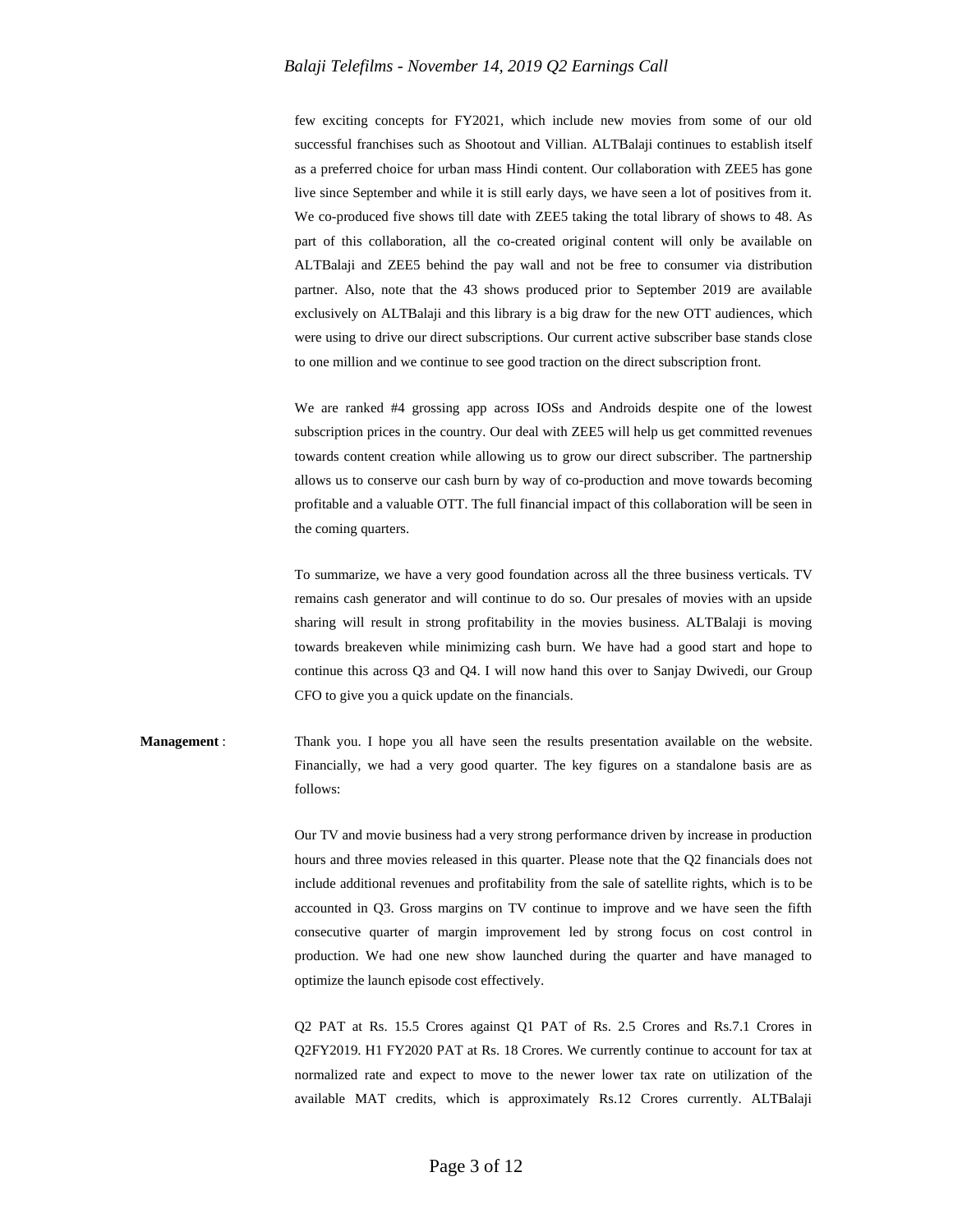few exciting concepts for FY2021, which include new movies from some of our old successful franchises such as Shootout and Villian. ALTBalaji continues to establish itself as a preferred choice for urban mass Hindi content. Our collaboration with ZEE5 has gone live since September and while it is still early days, we have seen a lot of positives from it. We co-produced five shows till date with ZEE5 taking the total library of shows to 48. As part of this collaboration, all the co-created original content will only be available on ALTBalaji and ZEE5 behind the pay wall and not be free to consumer via distribution partner. Also, note that the 43 shows produced prior to September 2019 are available exclusively on ALTBalaji and this library is a big draw for the new OTT audiences, which were using to drive our direct subscriptions. Our current active subscriber base stands close to one million and we continue to see good traction on the direct subscription front.

We are ranked #4 grossing app across IOSs and Androids despite one of the lowest subscription prices in the country. Our deal with ZEE5 will help us get committed revenues towards content creation while allowing us to grow our direct subscriber. The partnership allows us to conserve our cash burn by way of co-production and move towards becoming profitable and a valuable OTT. The full financial impact of this collaboration will be seen in the coming quarters.

To summarize, we have a very good foundation across all the three business verticals. TV remains cash generator and will continue to do so. Our presales of movies with an upside sharing will result in strong profitability in the movies business. ALTBalaji is moving towards breakeven while minimizing cash burn. We have had a good start and hope to continue this across Q3 and Q4. I will now hand this over to Sanjay Dwivedi, our Group CFO to give you a quick update on the financials.

**Management** : Thank you. I hope you all have seen the results presentation available on the website. Financially, we had a very good quarter. The key figures on a standalone basis are as follows:

Our TV and movie business had a very strong performance driven by increase in production hours and three movies released in this quarter. Please note that the Q2 financials does not include additional revenues and profitability from the sale of satellite rights, which is to be accounted in Q3. Gross margins on TV continue to improve and we have seen the fifth consecutive quarter of margin improvement led by strong focus on cost control in production. We had one new show launched during the quarter and have managed to optimize the launch episode cost effectively.

Q2 PAT at Rs. 15.5 Crores against Q1 PAT of Rs. 2.5 Crores and Rs.7.1 Crores in Q2FY2019. H1 FY2020 PAT at Rs. 18 Crores. We currently continue to account for tax at normalized rate and expect to move to the newer lower tax rate on utilization of the available MAT credits, which is approximately Rs.12 Crores currently. ALTBalaji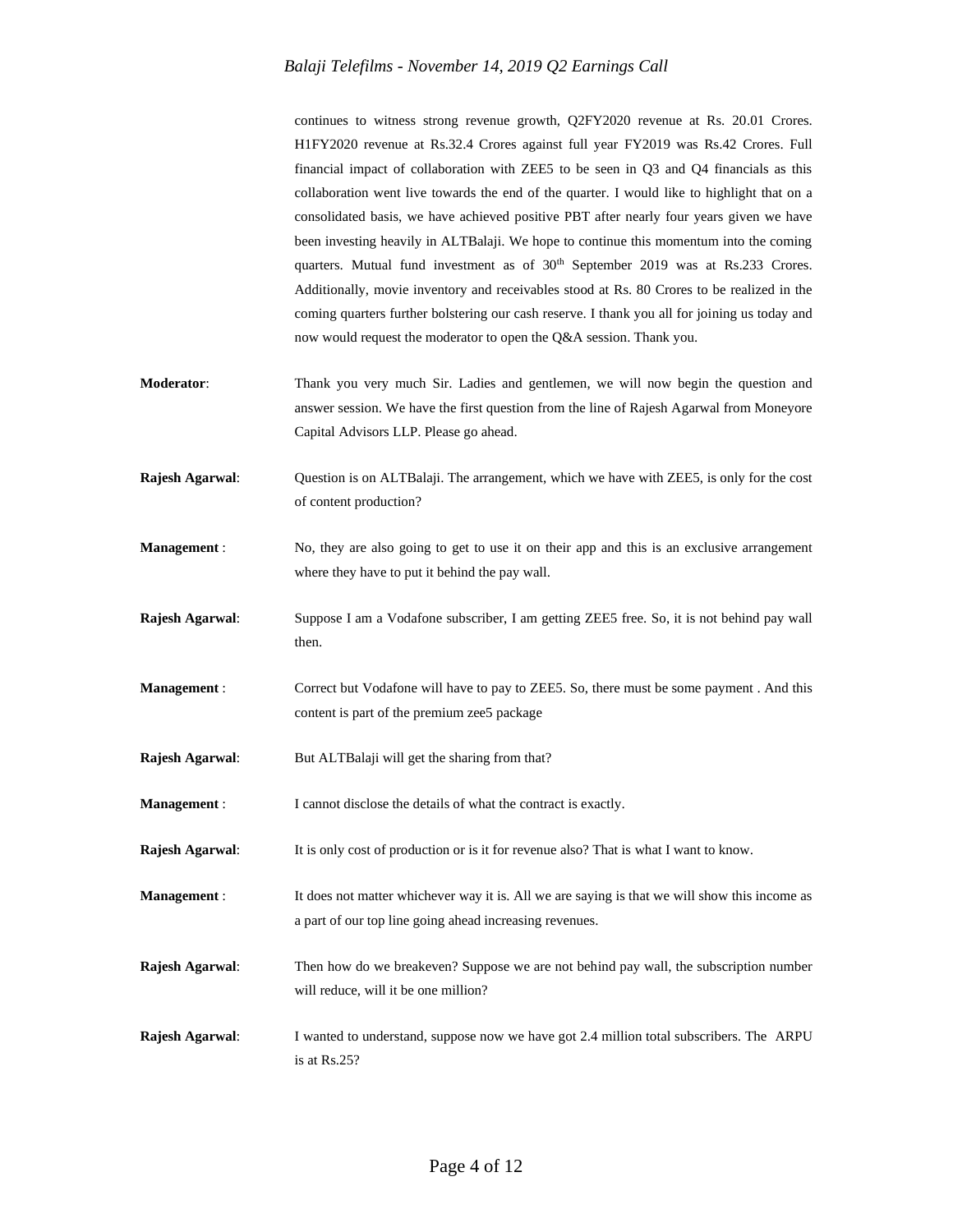continues to witness strong revenue growth, Q2FY2020 revenue at Rs. 20.01 Crores. H1FY2020 revenue at Rs.32.4 Crores against full year FY2019 was Rs.42 Crores. Full financial impact of collaboration with ZEE5 to be seen in Q3 and Q4 financials as this collaboration went live towards the end of the quarter. I would like to highlight that on a consolidated basis, we have achieved positive PBT after nearly four years given we have been investing heavily in ALTBalaji. We hope to continue this momentum into the coming quarters. Mutual fund investment as of 30th September 2019 was at Rs.233 Crores. Additionally, movie inventory and receivables stood at Rs. 80 Crores to be realized in the coming quarters further bolstering our cash reserve. I thank you all for joining us today and now would request the moderator to open the Q&A session. Thank you.

**Moderator**: Thank you very much Sir. Ladies and gentlemen, we will now begin the question and answer session. We have the first question from the line of Rajesh Agarwal from Moneyore Capital Advisors LLP. Please go ahead.

**Rajesh Agarwal**: Question is on ALTBalaji. The arrangement, which we have with ZEE5, is only for the cost of content production?

**Management** : No, they are also going to get to use it on their app and this is an exclusive arrangement where they have to put it behind the pay wall.

**Rajesh Agarwal**: Suppose I am a Vodafone subscriber, I am getting ZEE5 free. So, it is not behind pay wall then.

**Management** : Correct but Vodafone will have to pay to ZEE5. So, there must be some payment . And this content is part of the premium zee5 package

**Rajesh Agarwal**: But ALTBalaji will get the sharing from that?

**Management** : I cannot disclose the details of what the contract is exactly.

**Rajesh Agarwal**: It is only cost of production or is it for revenue also? That is what I want to know.

**Management** : It does not matter whichever way it is. All we are saying is that we will show this income as a part of our top line going ahead increasing revenues.

**Rajesh Agarwal**: Then how do we breakeven? Suppose we are not behind pay wall, the subscription number will reduce, will it be one million?

**Rajesh Agarwal**: I wanted to understand, suppose now we have got 2.4 million total subscribers. The ARPU is at Rs.25?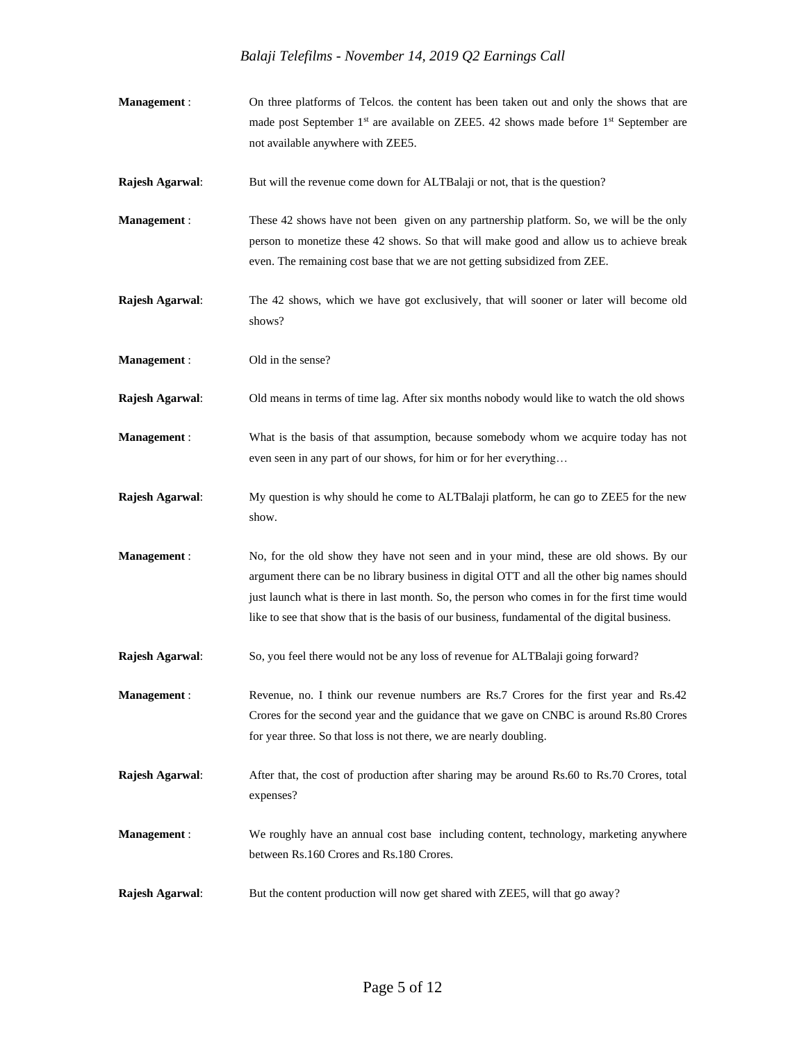**Management** : On three platforms of Telcos. the content has been taken out and only the shows that are made post September 1st are available on ZEE5. 42 shows made before 1st September are not available anywhere with ZEE5.

**Rajesh Agarwal**: But will the revenue come down for ALTBalaji or not, that is the question?

**Management** : These 42 shows have not been given on any partnership platform. So, we will be the only person to monetize these 42 shows. So that will make good and allow us to achieve break even. The remaining cost base that we are not getting subsidized from ZEE.

**Rajesh Agarwal**: The 42 shows, which we have got exclusively, that will sooner or later will become old shows?

**Management** : Old in the sense?

**Rajesh Agarwal**: Old means in terms of time lag. After six months nobody would like to watch the old shows

**Management** : What is the basis of that assumption, because somebody whom we acquire today has not even seen in any part of our shows, for him or for her everything…

**Rajesh Agarwal**: My question is why should he come to ALTBalaji platform, he can go to ZEE5 for the new show.

**Management** : No, for the old show they have not seen and in your mind, these are old shows. By our argument there can be no library business in digital OTT and all the other big names should just launch what is there in last month. So, the person who comes in for the first time would like to see that show that is the basis of our business, fundamental of the digital business.

**Rajesh Agarwal**: So, you feel there would not be any loss of revenue for ALTBalaji going forward?

**Management** : Revenue, no. I think our revenue numbers are Rs.7 Crores for the first year and Rs.42 Crores for the second year and the guidance that we gave on CNBC is around Rs.80 Crores for year three. So that loss is not there, we are nearly doubling.

**Rajesh Agarwal**: After that, the cost of production after sharing may be around Rs.60 to Rs.70 Crores, total expenses?

**Management** : We roughly have an annual cost base including content, technology, marketing anywhere between Rs.160 Crores and Rs.180 Crores.

**Rajesh Agarwal**: But the content production will now get shared with ZEE5, will that go away?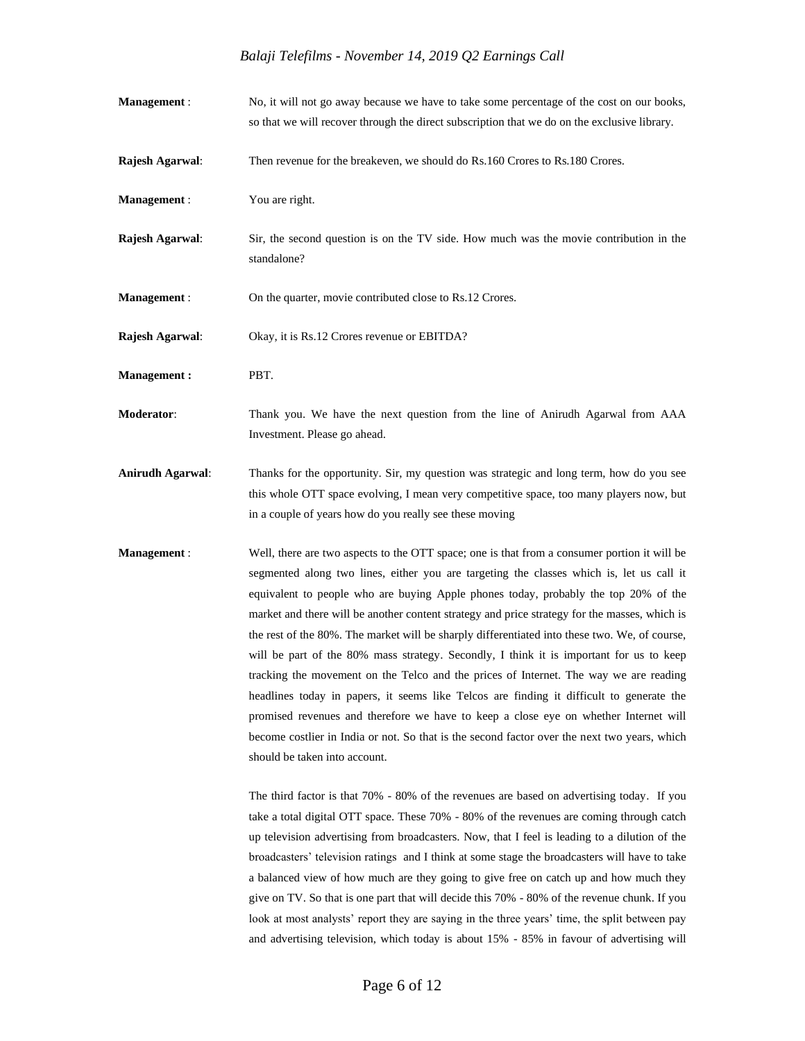**Management** : No, it will not go away because we have to take some percentage of the cost on our books, so that we will recover through the direct subscription that we do on the exclusive library.

**Rajesh Agarwal**: Then revenue for the breakeven, we should do Rs.160 Crores to Rs.180 Crores.

**Management** : You are right.

**Rajesh Agarwal**: Sir, the second question is on the TV side. How much was the movie contribution in the standalone?

**Management** : On the quarter, movie contributed close to Rs.12 Crores.

**Rajesh Agarwal**: Okay, it is Rs.12 Crores revenue or EBITDA?

**Management :** PBT.

**Moderator**: Thank you. We have the next question from the line of Anirudh Agarwal from AAA Investment. Please go ahead.

**Anirudh Agarwal**: Thanks for the opportunity. Sir, my question was strategic and long term, how do you see this whole OTT space evolving, I mean very competitive space, too many players now, but in a couple of years how do you really see these moving

**Management** : Well, there are two aspects to the OTT space; one is that from a consumer portion it will be segmented along two lines, either you are targeting the classes which is, let us call it equivalent to people who are buying Apple phones today, probably the top 20% of the market and there will be another content strategy and price strategy for the masses, which is the rest of the 80%. The market will be sharply differentiated into these two. We, of course, will be part of the 80% mass strategy. Secondly, I think it is important for us to keep tracking the movement on the Telco and the prices of Internet. The way we are reading headlines today in papers, it seems like Telcos are finding it difficult to generate the promised revenues and therefore we have to keep a close eye on whether Internet will become costlier in India or not. So that is the second factor over the next two years, which should be taken into account.

The third factor is that 70% - 80% of the revenues are based on advertising today. If you take a total digital OTT space. These 70% - 80% of the revenues are coming through catch up television advertising from broadcasters. Now, that I feel is leading to a dilution of the broadcasters' television ratings and I think at some stage the broadcasters will have to take a balanced view of how much are they going to give free on catch up and how much they give on TV. So that is one part that will decide this 70% - 80% of the revenue chunk. If you look at most analysts' report they are saying in the three years' time, the split between pay and advertising television, which today is about 15% - 85% in favour of advertising will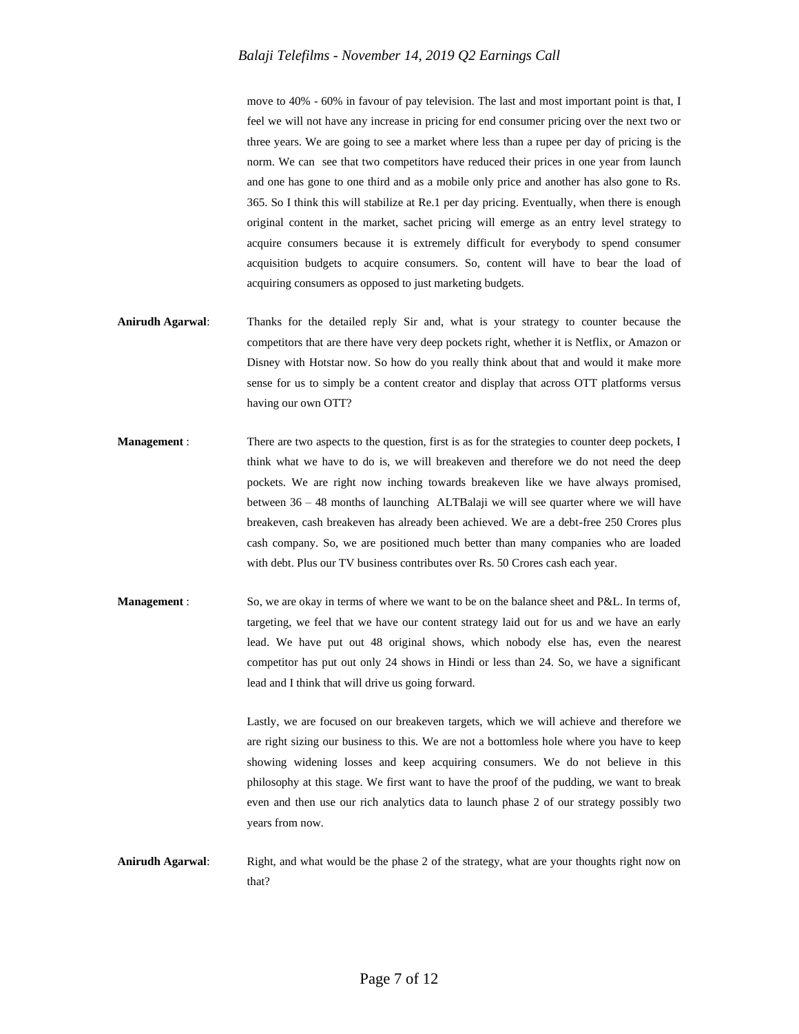move to 40% - 60% in favour of pay television. The last and most important point is that, I feel we will not have any increase in pricing for end consumer pricing over the next two or three years. We are going to see a market where less than a rupee per day of pricing is the norm. We can see that two competitors have reduced their prices in one year from launch and one has gone to one third and as a mobile only price and another has also gone to Rs. 365. So I think this will stabilize at Re.1 per day pricing. Eventually, when there is enough original content in the market, sachet pricing will emerge as an entry level strategy to acquire consumers because it is extremely difficult for everybody to spend consumer acquisition budgets to acquire consumers. So, content will have to bear the load of acquiring consumers as opposed to just marketing budgets.

**Anirudh Agarwal**: Thanks for the detailed reply Sir and, what is your strategy to counter because the competitors that are there have very deep pockets right, whether it is Netflix, or Amazon or Disney with Hotstar now. So how do you really think about that and would it make more sense for us to simply be a content creator and display that across OTT platforms versus having our own OTT?

**Management** : There are two aspects to the question, first is as for the strategies to counter deep pockets, I think what we have to do is, we will breakeven and therefore we do not need the deep pockets. We are right now inching towards breakeven like we have always promised, between 36 – 48 months of launching ALTBalaji we will see quarter where we will have breakeven, cash breakeven has already been achieved. We are a debt-free 250 Crores plus cash company. So, we are positioned much better than many companies who are loaded with debt. Plus our TV business contributes over Rs. 50 Crores cash each year.

**Management** : So, we are okay in terms of where we want to be on the balance sheet and P&L. In terms of, targeting, we feel that we have our content strategy laid out for us and we have an early lead. We have put out 48 original shows, which nobody else has, even the nearest competitor has put out only 24 shows in Hindi or less than 24. So, we have a significant lead and I think that will drive us going forward.

Lastly, we are focused on our breakeven targets, which we will achieve and therefore we are right sizing our business to this. We are not a bottomless hole where you have to keep showing widening losses and keep acquiring consumers. We do not believe in this philosophy at this stage. We first want to have the proof of the pudding, we want to break even and then use our rich analytics data to launch phase 2 of our strategy possibly two years from now.

**Anirudh Agarwal**: Right, and what would be the phase 2 of the strategy, what are your thoughts right now on that?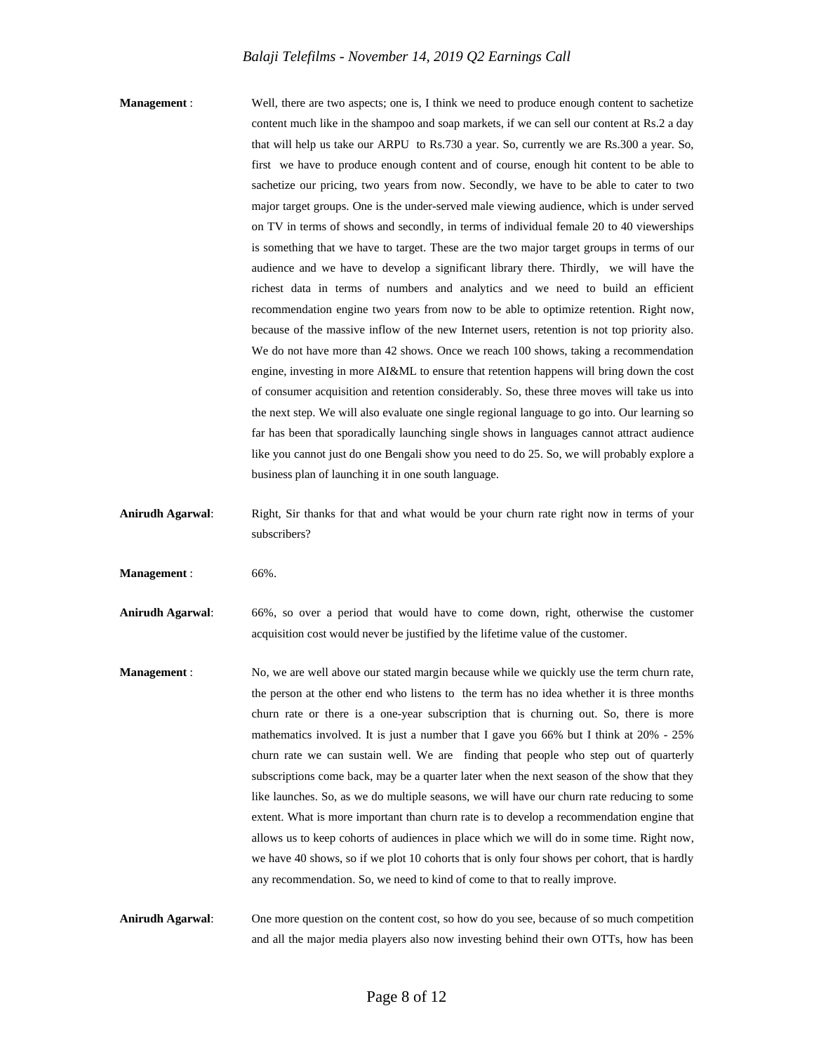**Management** : Well, there are two aspects; one is, I think we need to produce enough content to sachetize content much like in the shampoo and soap markets, if we can sell our content at Rs.2 a day that will help us take our ARPU to Rs.730 a year. So, currently we are Rs.300 a year. So, first we have to produce enough content and of course, enough hit content to be able to sachetize our pricing, two years from now. Secondly, we have to be able to cater to two major target groups. One is the under-served male viewing audience, which is under served on TV in terms of shows and secondly, in terms of individual female 20 to 40 viewerships is something that we have to target. These are the two major target groups in terms of our audience and we have to develop a significant library there. Thirdly, we will have the richest data in terms of numbers and analytics and we need to build an efficient recommendation engine two years from now to be able to optimize retention. Right now, because of the massive inflow of the new Internet users, retention is not top priority also. We do not have more than 42 shows. Once we reach 100 shows, taking a recommendation engine, investing in more AI&ML to ensure that retention happens will bring down the cost of consumer acquisition and retention considerably. So, these three moves will take us into the next step. We will also evaluate one single regional language to go into. Our learning so far has been that sporadically launching single shows in languages cannot attract audience like you cannot just do one Bengali show you need to do 25. So, we will probably explore a business plan of launching it in one south language.

**Anirudh Agarwal**: Right, Sir thanks for that and what would be your churn rate right now in terms of your subscribers?

**Management** : 66%.

**Anirudh Agarwal**: 66%, so over a period that would have to come down, right, otherwise the customer acquisition cost would never be justified by the lifetime value of the customer.

**Management** : No, we are well above our stated margin because while we quickly use the term churn rate, the person at the other end who listens to the term has no idea whether it is three months churn rate or there is a one-year subscription that is churning out. So, there is more mathematics involved. It is just a number that I gave you 66% but I think at 20% - 25% churn rate we can sustain well. We are finding that people who step out of quarterly subscriptions come back, may be a quarter later when the next season of the show that they like launches. So, as we do multiple seasons, we will have our churn rate reducing to some extent. What is more important than churn rate is to develop a recommendation engine that allows us to keep cohorts of audiences in place which we will do in some time. Right now, we have 40 shows, so if we plot 10 cohorts that is only four shows per cohort, that is hardly any recommendation. So, we need to kind of come to that to really improve.

**Anirudh Agarwal**: One more question on the content cost, so how do you see, because of so much competition and all the major media players also now investing behind their own OTTs, how has been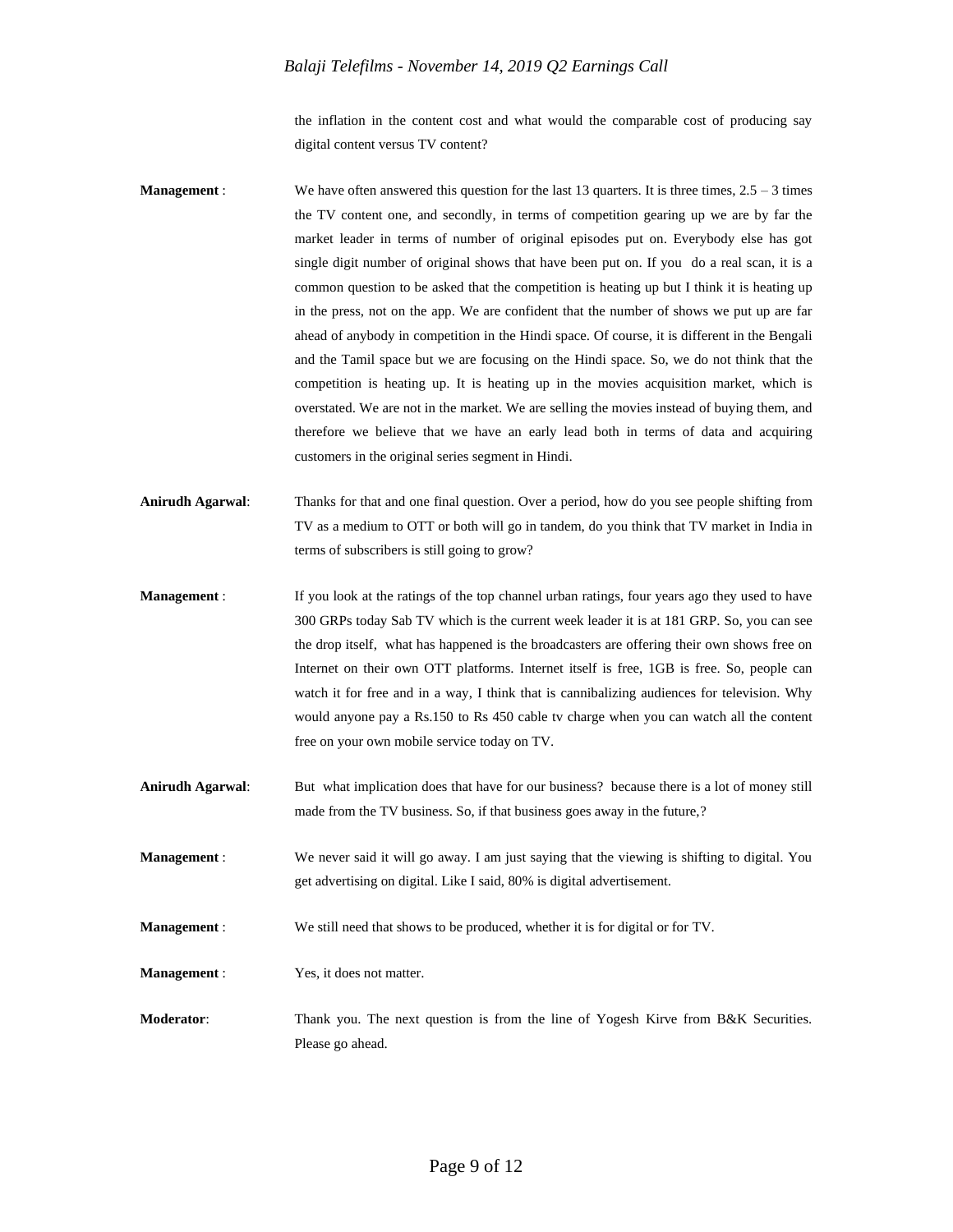the inflation in the content cost and what would the comparable cost of producing say digital content versus TV content?

**Management** : We have often answered this question for the last 13 quarters. It is three times, 2.5 – 3 times the TV content one, and secondly, in terms of competition gearing up we are by far the market leader in terms of number of original episodes put on. Everybody else has got single digit number of original shows that have been put on. If you do a real scan, it is a common question to be asked that the competition is heating up but I think it is heating up in the press, not on the app. We are confident that the number of shows we put up are far ahead of anybody in competition in the Hindi space. Of course, it is different in the Bengali and the Tamil space but we are focusing on the Hindi space. So, we do not think that the competition is heating up. It is heating up in the movies acquisition market, which is overstated. We are not in the market. We are selling the movies instead of buying them, and therefore we believe that we have an early lead both in terms of data and acquiring customers in the original series segment in Hindi.

**Anirudh Agarwal**: Thanks for that and one final question. Over a period, how do you see people shifting from TV as a medium to OTT or both will go in tandem, do you think that TV market in India in terms of subscribers is still going to grow?

**Management** : If you look at the ratings of the top channel urban ratings, four years ago they used to have 300 GRPs today Sab TV which is the current week leader it is at 181 GRP. So, you can see the drop itself, what has happened is the broadcasters are offering their own shows free on Internet on their own OTT platforms. Internet itself is free, 1GB is free. So, people can watch it for free and in a way, I think that is cannibalizing audiences for television. Why would anyone pay a Rs.150 to Rs 450 cable tv charge when you can watch all the content free on your own mobile service today on TV.

**Anirudh Agarwal**: But what implication does that have for our business? because there is a lot of money still made from the TV business. So, if that business goes away in the future,?

**Management** : We never said it will go away. I am just saying that the viewing is shifting to digital. You get advertising on digital. Like I said, 80% is digital advertisement.

**Management** : We still need that shows to be produced, whether it is for digital or for TV.

**Management** : Yes, it does not matter.

**Moderator**: Thank you. The next question is from the line of Yogesh Kirve from B&K Securities. Please go ahead.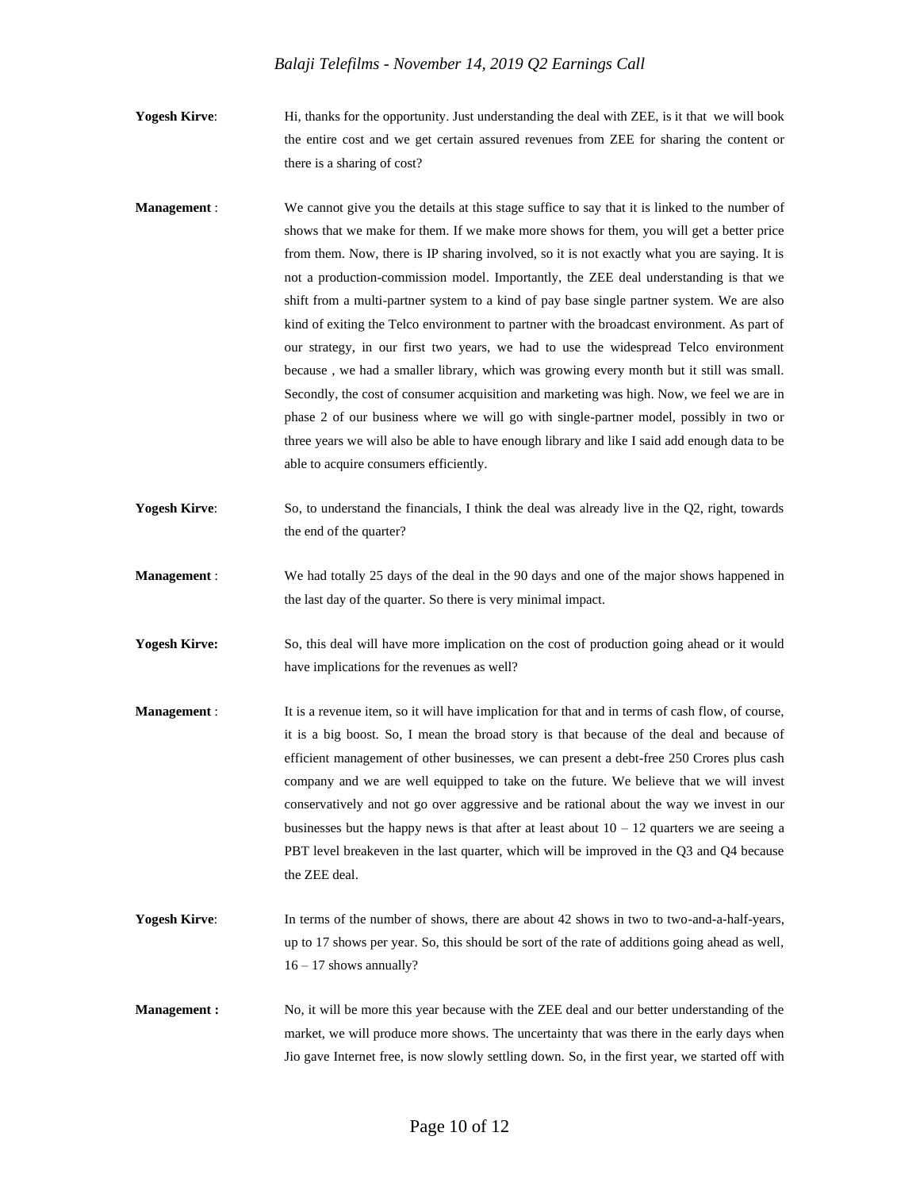**Yogesh Kirve**: Hi, thanks for the opportunity. Just understanding the deal with ZEE, is it that we will book the entire cost and we get certain assured revenues from ZEE for sharing the content or there is a sharing of cost?

**Management** : We cannot give you the details at this stage suffice to say that it is linked to the number of shows that we make for them. If we make more shows for them, you will get a better price from them. Now, there is IP sharing involved, so it is not exactly what you are saying. It is not a production-commission model. Importantly, the ZEE deal understanding is that we shift from a multi-partner system to a kind of pay base single partner system. We are also kind of exiting the Telco environment to partner with the broadcast environment. As part of our strategy, in our first two years, we had to use the widespread Telco environment because , we had a smaller library, which was growing every month but it still was small. Secondly, the cost of consumer acquisition and marketing was high. Now, we feel we are in phase 2 of our business where we will go with single-partner model, possibly in two or three years we will also be able to have enough library and like I said add enough data to be able to acquire consumers efficiently.

**Yogesh Kirve**: So, to understand the financials, I think the deal was already live in the Q2, right, towards the end of the quarter?

**Management** : We had totally 25 days of the deal in the 90 days and one of the major shows happened in the last day of the quarter. So there is very minimal impact.

**Yogesh Kirve:** So, this deal will have more implication on the cost of production going ahead or it would have implications for the revenues as well?

**Management** : It is a revenue item, so it will have implication for that and in terms of cash flow, of course, it is a big boost. So, I mean the broad story is that because of the deal and because of efficient management of other businesses, we can present a debt-free 250 Crores plus cash company and we are well equipped to take on the future. We believe that we will invest conservatively and not go over aggressive and be rational about the way we invest in our businesses but the happy news is that after at least about 10 – 12 quarters we are seeing a PBT level breakeven in the last quarter, which will be improved in the Q3 and Q4 because the ZEE deal.

**Yogesh Kirve**: In terms of the number of shows, there are about 42 shows in two to two-and-a-half-years, up to 17 shows per year. So, this should be sort of the rate of additions going ahead as well, 16 – 17 shows annually?

**Management :** No, it will be more this year because with the ZEE deal and our better understanding of the market, we will produce more shows. The uncertainty that was there in the early days when Jio gave Internet free, is now slowly settling down. So, in the first year, we started off with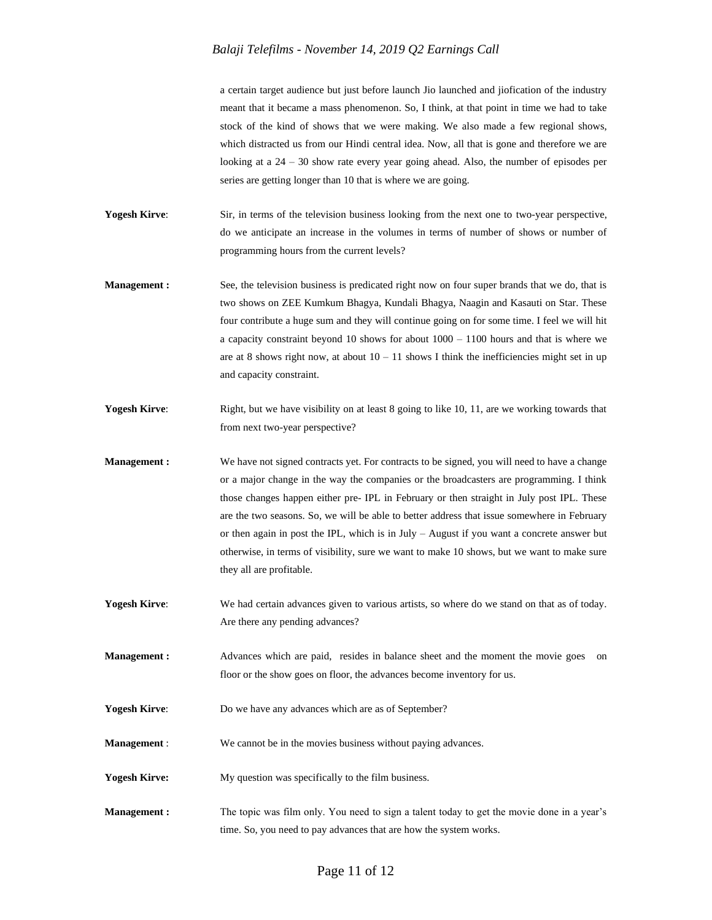a certain target audience but just before launch Jio launched and jiofication of the industry meant that it became a mass phenomenon. So, I think, at that point in time we had to take stock of the kind of shows that we were making. We also made a few regional shows, which distracted us from our Hindi central idea. Now, all that is gone and therefore we are looking at a 24 – 30 show rate every year going ahead. Also, the number of episodes per series are getting longer than 10 that is where we are going.

**Yogesh Kirve**: Sir, in terms of the television business looking from the next one to two-year perspective, do we anticipate an increase in the volumes in terms of number of shows or number of programming hours from the current levels?

**Management :** See, the television business is predicated right now on four super brands that we do, that is two shows on ZEE Kumkum Bhagya, Kundali Bhagya, Naagin and Kasauti on Star. These four contribute a huge sum and they will continue going on for some time. I feel we will hit a capacity constraint beyond 10 shows for about 1000 – 1100 hours and that is where we are at 8 shows right now, at about 10 – 11 shows I think the inefficiencies might set in up and capacity constraint.

**Yogesh Kirve**: Right, but we have visibility on at least 8 going to like 10, 11, are we working towards that from next two-year perspective?

**Management :** We have not signed contracts yet. For contracts to be signed, you will need to have a change or a major change in the way the companies or the broadcasters are programming. I think those changes happen either pre- IPL in February or then straight in July post IPL. These are the two seasons. So, we will be able to better address that issue somewhere in February or then again in post the IPL, which is in July – August if you want a concrete answer but otherwise, in terms of visibility, sure we want to make 10 shows, but we want to make sure they all are profitable.

**Yogesh Kirve**: We had certain advances given to various artists, so where do we stand on that as of today. Are there any pending advances?

**Management :** Advances which are paid, resides in balance sheet and the moment the movie goes on floor or the show goes on floor, the advances become inventory for us.

**Yogesh Kirve**: Do we have any advances which are as of September?

**Management** : We cannot be in the movies business without paying advances.

**Yogesh Kirve:** My question was specifically to the film business.

**Management :** The topic was film only. You need to sign a talent today to get the movie done in a year's time. So, you need to pay advances that are how the system works.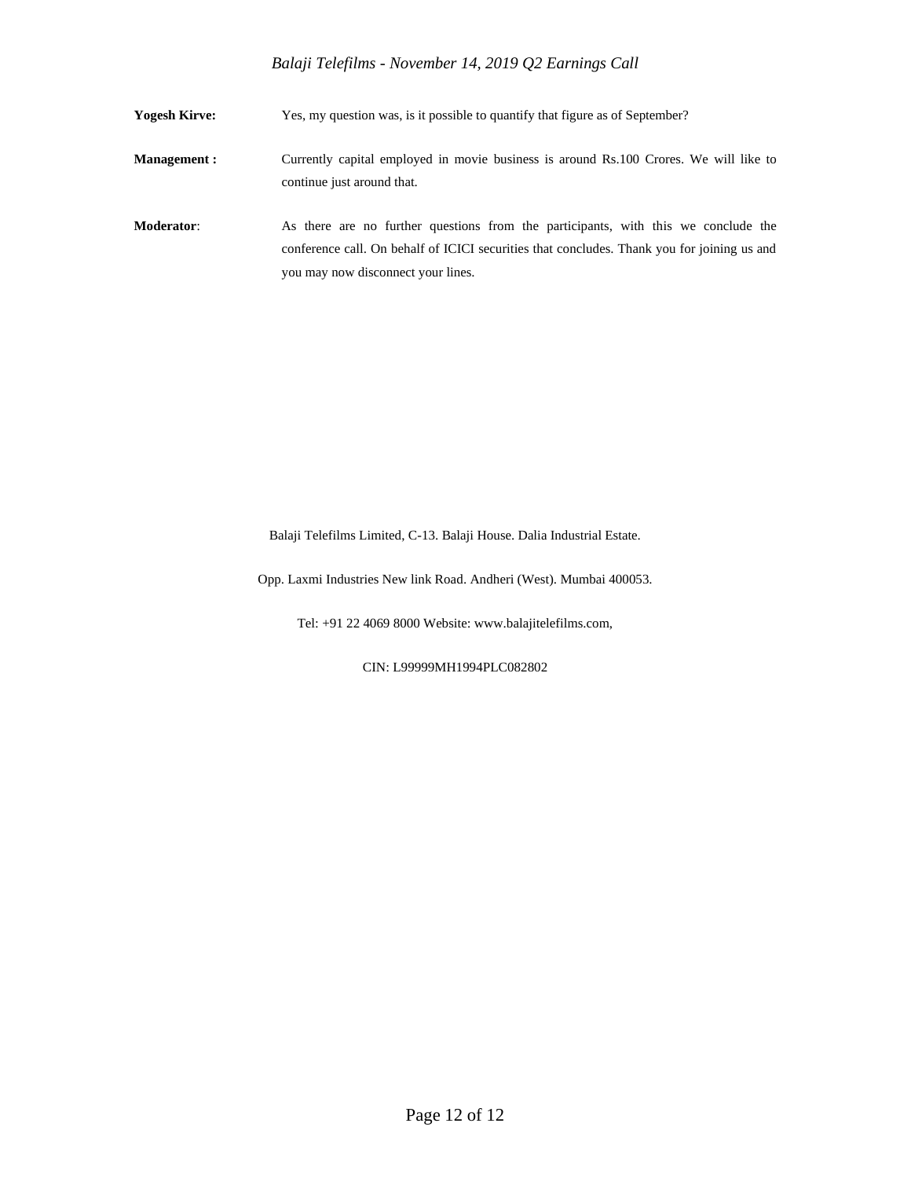**Yogesh Kirve:** Yes, my question was, is it possible to quantify that figure as of September?

**Management :** Currently capital employed in movie business is around Rs.100 Crores. We will like to continue just around that.

**Moderator**: As there are no further questions from the participants, with this we conclude the conference call. On behalf of ICICI securities that concludes. Thank you for joining us and you may now disconnect your lines.

Balaji Telefilms Limited, C-13. Balaji House. Dalia Industrial Estate.

Opp. Laxmi Industries New link Road. Andheri (West). Mumbai 400053.

Tel: +91 22 4069 8000 Website: www.balajitelefilms.com,

CIN: L99999MH1994PLC082802